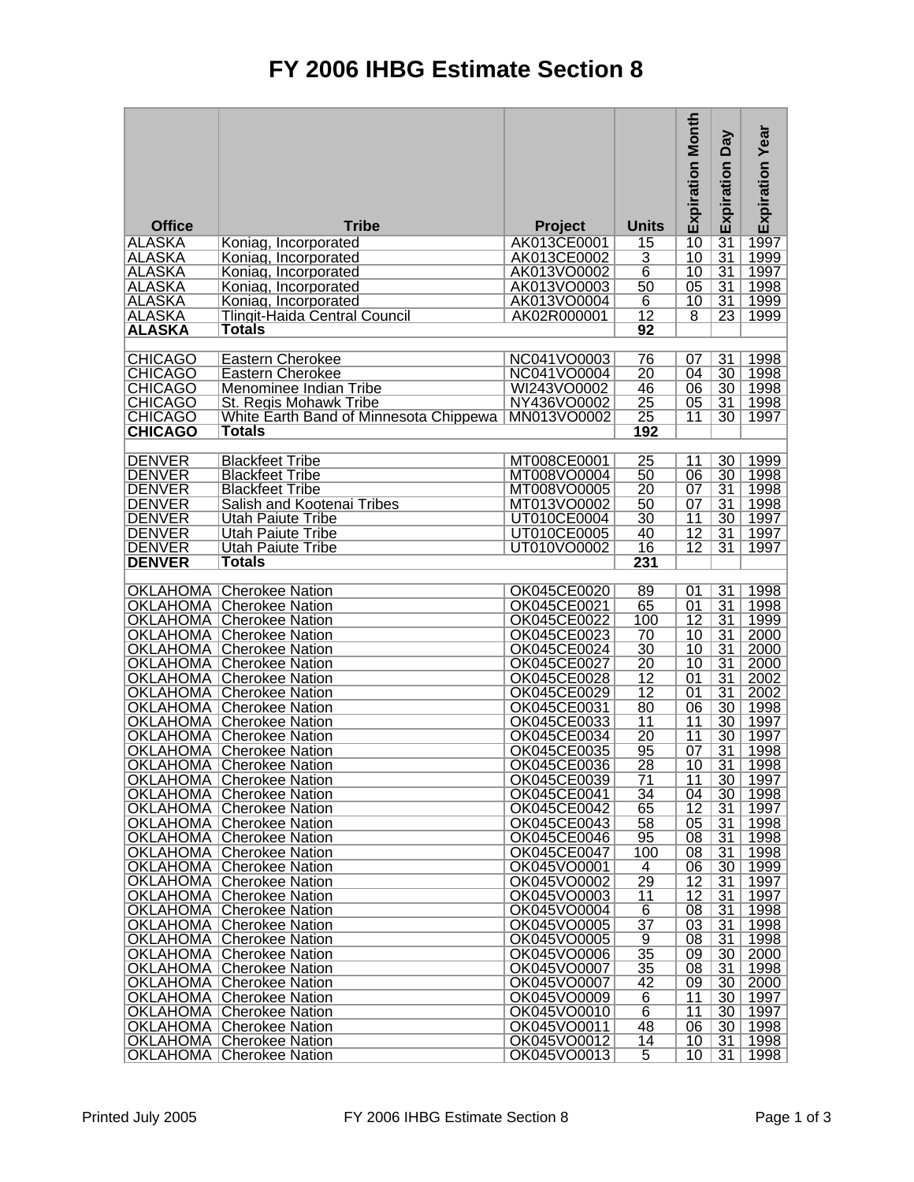# FY 2006 IHBG Estimate Section 8

| Office | Tribe | Project | Units | Expiration Month | Expiration Day | Expiration Year |
|---|---|---|---|---|---|---|
| ALASKA | Koniag, Incorporated | AK013CE0001 | 15 | 10 | 31 | 1997 |
| ALASKA | Koniag, Incorporated | AK013CE0002 | 3 | 10 | 31 | 1999 |
| ALASKA | Koniag, Incorporated | AK013VO0002 | 6 | 10 | 31 | 1997 |
| ALASKA | Koniag, Incorporated | AK013VO0003 | 50 | 05 | 31 | 1998 |
| ALASKA | Koniag, Incorporated | AK013VO0004 | 6 | 10 | 31 | 1999 |
| ALASKA | Tlingit-Haida Central Council | AK02R000001 | 12 | 8 | 23 | 1999 |
| **ALASKA** | **Totals** | | **92** | | | |
| | | | | | | |
| CHICAGO | Eastern Cherokee | NC041VO0003 | 76 | 07 | 31 | 1998 |
| CHICAGO | Eastern Cherokee | NC041VO0004 | 20 | 04 | 30 | 1998 |
| CHICAGO | Menominee Indian Tribe | WI243VO0002 | 46 | 06 | 30 | 1998 |
| CHICAGO | St. Regis Mohawk Tribe | NY436VO0002 | 25 | 05 | 31 | 1998 |
| CHICAGO | White Earth Band of Minnesota Chippewa | MN013VO0002 | 25 | 11 | 30 | 1997 |
| **CHICAGO** | **Totals** | | **192** | | | |
| | | | | | | |
| DENVER | Blackfeet Tribe | MT008CE0001 | 25 | 11 | 30 | 1999 |
| DENVER | Blackfeet Tribe | MT008VO0004 | 50 | 06 | 30 | 1998 |
| DENVER | Blackfeet Tribe | MT008VO0005 | 20 | 07 | 31 | 1998 |
| DENVER | Salish and Kootenai Tribes | MT013VO0002 | 50 | 07 | 31 | 1998 |
| DENVER | Utah Paiute Tribe | UT010CE0004 | 30 | 11 | 30 | 1997 |
| DENVER | Utah Paiute Tribe | UT010CE0005 | 40 | 12 | 31 | 1997 |
| DENVER | Utah Paiute Tribe | UT010VO0002 | 16 | 12 | 31 | 1997 |
| **DENVER** | **Totals** | | **231** | | | |
| | | | | | | |
| OKLAHOMA | Cherokee Nation | OK045CE0020 | 89 | 01 | 31 | 1998 |
| OKLAHOMA | Cherokee Nation | OK045CE0021 | 65 | 01 | 31 | 1998 |
| OKLAHOMA | Cherokee Nation | OK045CE0022 | 100 | 12 | 31 | 1999 |
| OKLAHOMA | Cherokee Nation | OK045CE0023 | 70 | 10 | 31 | 2000 |
| OKLAHOMA | Cherokee Nation | OK045CE0024 | 30 | 10 | 31 | 2000 |
| OKLAHOMA | Cherokee Nation | OK045CE0027 | 20 | 10 | 31 | 2000 |
| OKLAHOMA | Cherokee Nation | OK045CE0028 | 12 | 01 | 31 | 2002 |
| OKLAHOMA | Cherokee Nation | OK045CE0029 | 12 | 01 | 31 | 2002 |
| OKLAHOMA | Cherokee Nation | OK045CE0031 | 80 | 06 | 30 | 1998 |
| OKLAHOMA | Cherokee Nation | OK045CE0033 | 11 | 11 | 30 | 1997 |
| OKLAHOMA | Cherokee Nation | OK045CE0034 | 20 | 11 | 30 | 1997 |
| OKLAHOMA | Cherokee Nation | OK045CE0035 | 95 | 07 | 31 | 1998 |
| OKLAHOMA | Cherokee Nation | OK045CE0036 | 28 | 10 | 31 | 1998 |
| OKLAHOMA | Cherokee Nation | OK045CE0039 | 71 | 11 | 30 | 1997 |
| OKLAHOMA | Cherokee Nation | OK045CE0041 | 34 | 04 | 30 | 1998 |
| OKLAHOMA | Cherokee Nation | OK045CE0042 | 65 | 12 | 31 | 1997 |
| OKLAHOMA | Cherokee Nation | OK045CE0043 | 58 | 05 | 31 | 1998 |
| OKLAHOMA | Cherokee Nation | OK045CE0046 | 95 | 08 | 31 | 1998 |
| OKLAHOMA | Cherokee Nation | OK045CE0047 | 100 | 08 | 31 | 1998 |
| OKLAHOMA | Cherokee Nation | OK045VO0001 | 4 | 06 | 30 | 1999 |
| OKLAHOMA | Cherokee Nation | OK045VO0002 | 29 | 12 | 31 | 1997 |
| OKLAHOMA | Cherokee Nation | OK045VO0003 | 11 | 12 | 31 | 1997 |
| OKLAHOMA | Cherokee Nation | OK045VO0004 | 6 | 08 | 31 | 1998 |
| OKLAHOMA | Cherokee Nation | OK045VO0005 | 37 | 03 | 31 | 1998 |
| OKLAHOMA | Cherokee Nation | OK045VO0005 | 9 | 08 | 31 | 1998 |
| OKLAHOMA | Cherokee Nation | OK045VO0006 | 35 | 09 | 30 | 2000 |
| OKLAHOMA | Cherokee Nation | OK045VO0007 | 35 | 08 | 31 | 1998 |
| OKLAHOMA | Cherokee Nation | OK045VO0007 | 42 | 09 | 30 | 2000 |
| OKLAHOMA | Cherokee Nation | OK045VO0009 | 6 | 11 | 30 | 1997 |
| OKLAHOMA | Cherokee Nation | OK045VO0010 | 6 | 11 | 30 | 1997 |
| OKLAHOMA | Cherokee Nation | OK045VO0011 | 48 | 06 | 30 | 1998 |
| OKLAHOMA | Cherokee Nation | OK045VO0012 | 14 | 10 | 31 | 1998 |
| OKLAHOMA | Cherokee Nation | OK045VO0013 | 5 | 10 | 31 | 1998 |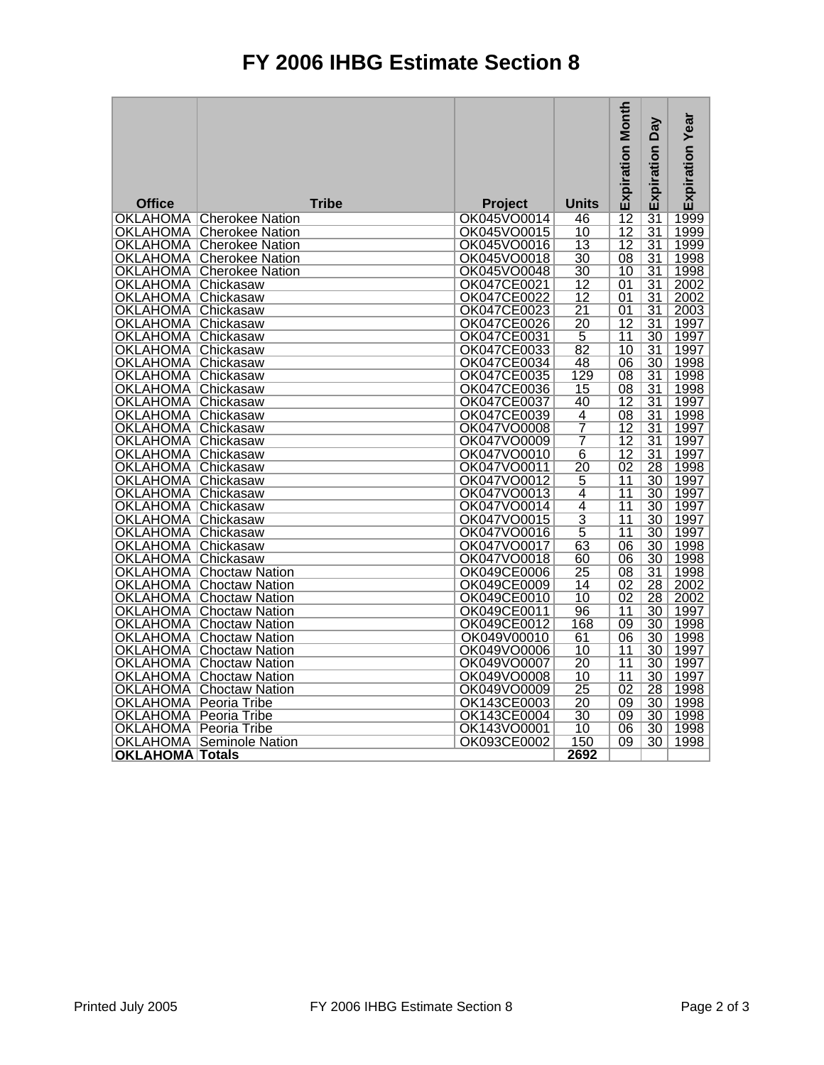# FY 2006 IHBG Estimate Section 8

| Office | Tribe | Project | Units | Expiration Month | Expiration Day | Expiration Year |
|---|---|---|---|---|---|---|
| OKLAHOMA | Cherokee Nation | OK045VO0014 | 46 | 12 | 31 | 1999 |
| OKLAHOMA | Cherokee Nation | OK045VO0015 | 10 | 12 | 31 | 1999 |
| OKLAHOMA | Cherokee Nation | OK045VO0016 | 13 | 12 | 31 | 1999 |
| OKLAHOMA | Cherokee Nation | OK045VO0018 | 30 | 08 | 31 | 1998 |
| OKLAHOMA | Cherokee Nation | OK045VO0048 | 30 | 10 | 31 | 1998 |
| OKLAHOMA | Chickasaw | OK047CE0021 | 12 | 01 | 31 | 2002 |
| OKLAHOMA | Chickasaw | OK047CE0022 | 12 | 01 | 31 | 2002 |
| OKLAHOMA | Chickasaw | OK047CE0023 | 21 | 01 | 31 | 2003 |
| OKLAHOMA | Chickasaw | OK047CE0026 | 20 | 12 | 31 | 1997 |
| OKLAHOMA | Chickasaw | OK047CE0031 | 5 | 11 | 30 | 1997 |
| OKLAHOMA | Chickasaw | OK047CE0033 | 82 | 10 | 31 | 1997 |
| OKLAHOMA | Chickasaw | OK047CE0034 | 48 | 06 | 30 | 1998 |
| OKLAHOMA | Chickasaw | OK047CE0035 | 129 | 08 | 31 | 1998 |
| OKLAHOMA | Chickasaw | OK047CE0036 | 15 | 08 | 31 | 1998 |
| OKLAHOMA | Chickasaw | OK047CE0037 | 40 | 12 | 31 | 1997 |
| OKLAHOMA | Chickasaw | OK047CE0039 | 4 | 08 | 31 | 1998 |
| OKLAHOMA | Chickasaw | OK047VO0008 | 7 | 12 | 31 | 1997 |
| OKLAHOMA | Chickasaw | OK047VO0009 | 7 | 12 | 31 | 1997 |
| OKLAHOMA | Chickasaw | OK047VO0010 | 6 | 12 | 31 | 1997 |
| OKLAHOMA | Chickasaw | OK047VO0011 | 20 | 02 | 28 | 1998 |
| OKLAHOMA | Chickasaw | OK047VO0012 | 5 | 11 | 30 | 1997 |
| OKLAHOMA | Chickasaw | OK047VO0013 | 4 | 11 | 30 | 1997 |
| OKLAHOMA | Chickasaw | OK047VO0014 | 4 | 11 | 30 | 1997 |
| OKLAHOMA | Chickasaw | OK047VO0015 | 3 | 11 | 30 | 1997 |
| OKLAHOMA | Chickasaw | OK047VO0016 | 5 | 11 | 30 | 1997 |
| OKLAHOMA | Chickasaw | OK047VO0017 | 63 | 06 | 30 | 1998 |
| OKLAHOMA | Chickasaw | OK047VO0018 | 60 | 06 | 30 | 1998 |
| OKLAHOMA | Choctaw Nation | OK049CE0006 | 25 | 08 | 31 | 1998 |
| OKLAHOMA | Choctaw Nation | OK049CE0009 | 14 | 02 | 28 | 2002 |
| OKLAHOMA | Choctaw Nation | OK049CE0010 | 10 | 02 | 28 | 2002 |
| OKLAHOMA | Choctaw Nation | OK049CE0011 | 96 | 11 | 30 | 1997 |
| OKLAHOMA | Choctaw Nation | OK049CE0012 | 168 | 09 | 30 | 1998 |
| OKLAHOMA | Choctaw Nation | OK049V00010 | 61 | 06 | 30 | 1998 |
| OKLAHOMA | Choctaw Nation | OK049VO0006 | 10 | 11 | 30 | 1997 |
| OKLAHOMA | Choctaw Nation | OK049VO0007 | 20 | 11 | 30 | 1997 |
| OKLAHOMA | Choctaw Nation | OK049VO0008 | 10 | 11 | 30 | 1997 |
| OKLAHOMA | Choctaw Nation | OK049VO0009 | 25 | 02 | 28 | 1998 |
| OKLAHOMA | Peoria Tribe | OK143CE0003 | 20 | 09 | 30 | 1998 |
| OKLAHOMA | Peoria Tribe | OK143CE0004 | 30 | 09 | 30 | 1998 |
| OKLAHOMA | Peoria Tribe | OK143VO0001 | 10 | 06 | 30 | 1998 |
| OKLAHOMA | Seminole Nation | OK093CE0002 | 150 | 09 | 30 | 1998 |
| **OKLAHOMA** | **Totals** | | **2692** | | | |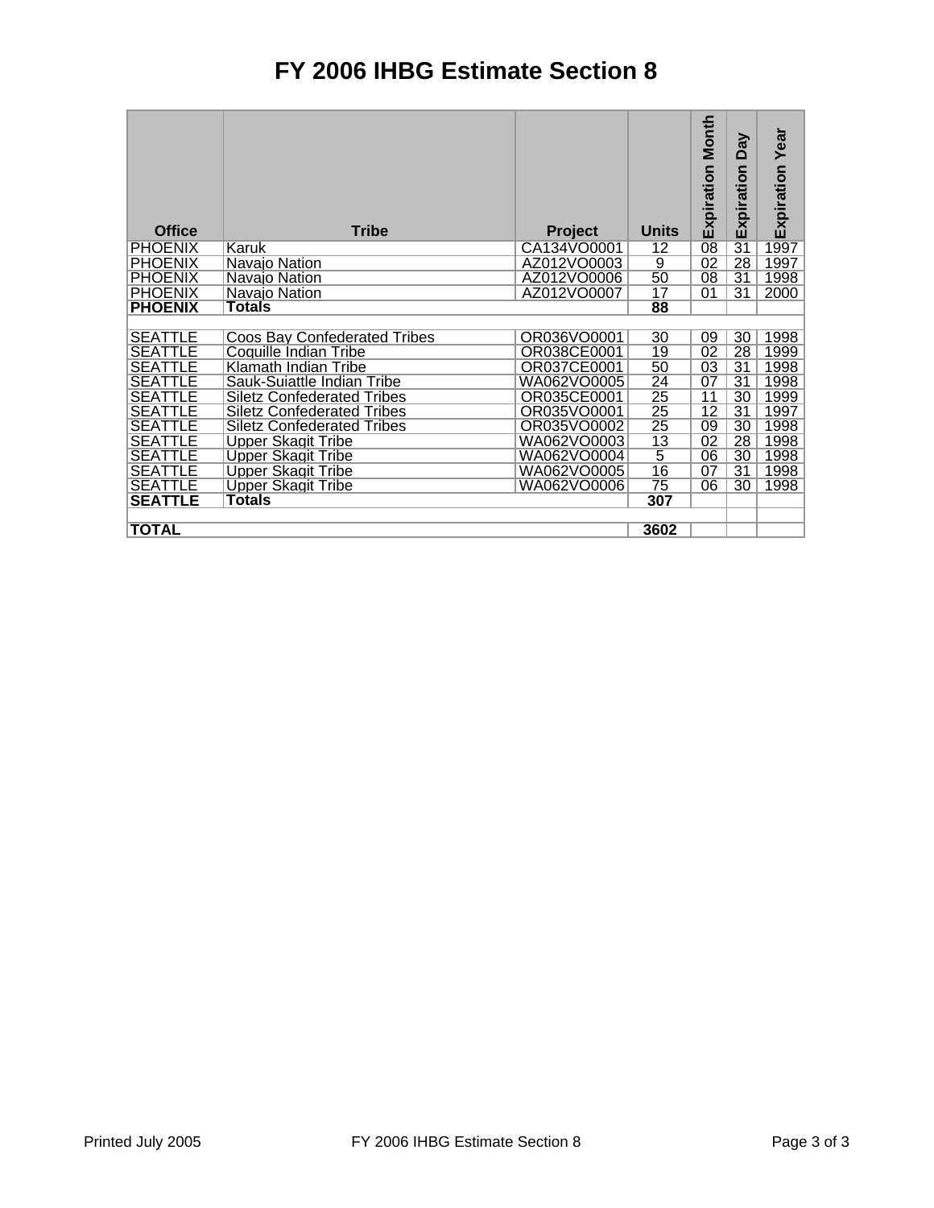# FY 2006 IHBG Estimate Section 8

| Office | Tribe | Project | Units | Expiration Month | Expiration Day | Expiration Year |
|---|---|---|---|---|---|---|
| PHOENIX | Karuk | CA134VO0001 | 12 | 08 | 31 | 1997 |
| PHOENIX | Navajo Nation | AZ012VO0003 | 9 | 02 | 28 | 1997 |
| PHOENIX | Navajo Nation | AZ012VO0006 | 50 | 08 | 31 | 1998 |
| PHOENIX | Navajo Nation | AZ012VO0007 | 17 | 01 | 31 | 2000 |
| **PHOENIX** | **Totals** | | **88** | | | |
| | | | | | | |
| SEATTLE | Coos Bay Confederated Tribes | OR036VO0001 | 30 | 09 | 30 | 1998 |
| SEATTLE | Coquille Indian Tribe | OR038CE0001 | 19 | 02 | 28 | 1999 |
| SEATTLE | Klamath Indian Tribe | OR037CE0001 | 50 | 03 | 31 | 1998 |
| SEATTLE | Sauk-Suiattle Indian Tribe | WA062VO0005 | 24 | 07 | 31 | 1998 |
| SEATTLE | Siletz Confederated Tribes | OR035CE0001 | 25 | 11 | 30 | 1999 |
| SEATTLE | Siletz Confederated Tribes | OR035VO0001 | 25 | 12 | 31 | 1997 |
| SEATTLE | Siletz Confederated Tribes | OR035VO0002 | 25 | 09 | 30 | 1998 |
| SEATTLE | Upper Skagit Tribe | WA062VO0003 | 13 | 02 | 28 | 1998 |
| SEATTLE | Upper Skagit Tribe | WA062VO0004 | 5 | 06 | 30 | 1998 |
| SEATTLE | Upper Skagit Tribe | WA062VO0005 | 16 | 07 | 31 | 1998 |
| SEATTLE | Upper Skagit Tribe | WA062VO0006 | 75 | 06 | 30 | 1998 |
| **SEATTLE** | **Totals** | | **307** | | | |
| | | | | | | |
| **TOTAL** | | | **3602** | | | |

Printed July 2005